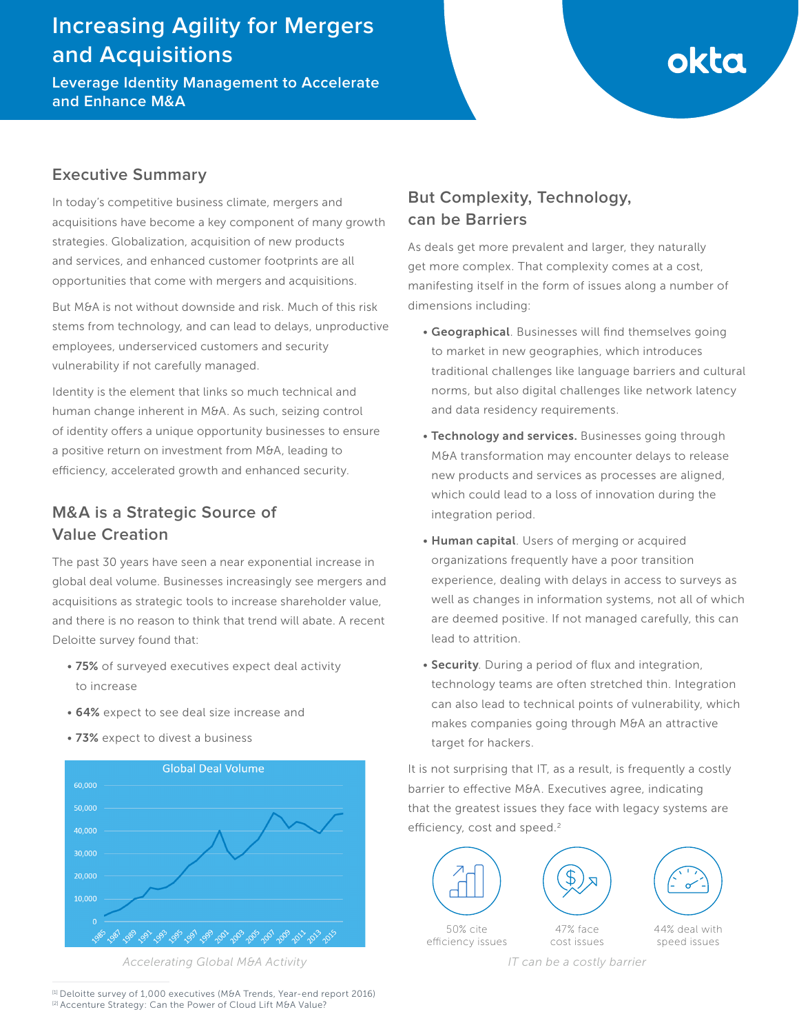# Increasing Agility for Mergers and Acquisitions

## Leverage Identity Management to Accelerate and Enhance M&A

okta

## Executive Summary

In today's competitive business climate, mergers and acquisitions have become a key component of many growth strategies. Globalization, acquisition of new products and services, and enhanced customer footprints are all opportunities that come with mergers and acquisitions.

But M&A is not without downside and risk. Much of this risk stems from technology, and can lead to delays, unproductive employees, underserviced customers and security vulnerability if not carefully managed.

Identity is the element that links so much technical and human change inherent in M&A. As such, seizing control of identity offers a unique opportunity businesses to ensure a positive return on investment from M&A, leading to efficiency, accelerated growth and enhanced security.

## M&A is a Strategic Source of Value Creation

The past 30 years have seen a near exponential increase in global deal volume. Businesses increasingly see mergers and acquisitions as strategic tools to increase shareholder value, and there is no reason to think that trend will abate. A recent Deloitte survey found that:

- **75%** of surveyed executives expect deal activity to increase
- **64%** expect to see deal size increase and
- **73%** expect to divest a business

Global Deal Volume

*Accelerating Global M&A Activity*

## But Complexity, Technology, can be Barriers

As deals get more prevalent and larger, they naturally get more complex. That complexity comes at a cost, manifesting itself in the form of issues along a number of dimensions including:

- **Geographical**. Businesses will find themselves going to market in new geographies, which introduces traditional challenges like language barriers and cultural norms, but also digital challenges like network latency and data residency requirements.
- **Technology and services.** Businesses going through M&A transformation may encounter delays to release new products and services as processes are aligned, which could lead to a loss of innovation during the integration period.
- **Human capital**. Users of merging or acquired organizations frequently have a poor transition experience, dealing with delays in access to surveys as well as changes in information systems, not all of which are deemed positive. If not managed carefully, this can lead to attrition.
- **Security**. During a period of flux and integration, technology teams are often stretched thin. Integration can also lead to technical points of vulnerability, which makes companies going through M&A an attractive target for hackers.

It is not surprising that IT, as a result, is frequently a costly barrier to effective M&A. Executives agree, indicating that the greatest issues they face with legacy systems are efficiency, cost and speed.[2]

50% cite efficiency issues

47% face cost issues

44% deal with speed issues

*IT can be a costly barrier*

[1] Deloitte survey of 1,000 executives (M&A Trends, Year-end report 2016)
[2] Accenture Strategy: Can the Power of Cloud Lift M&A Value?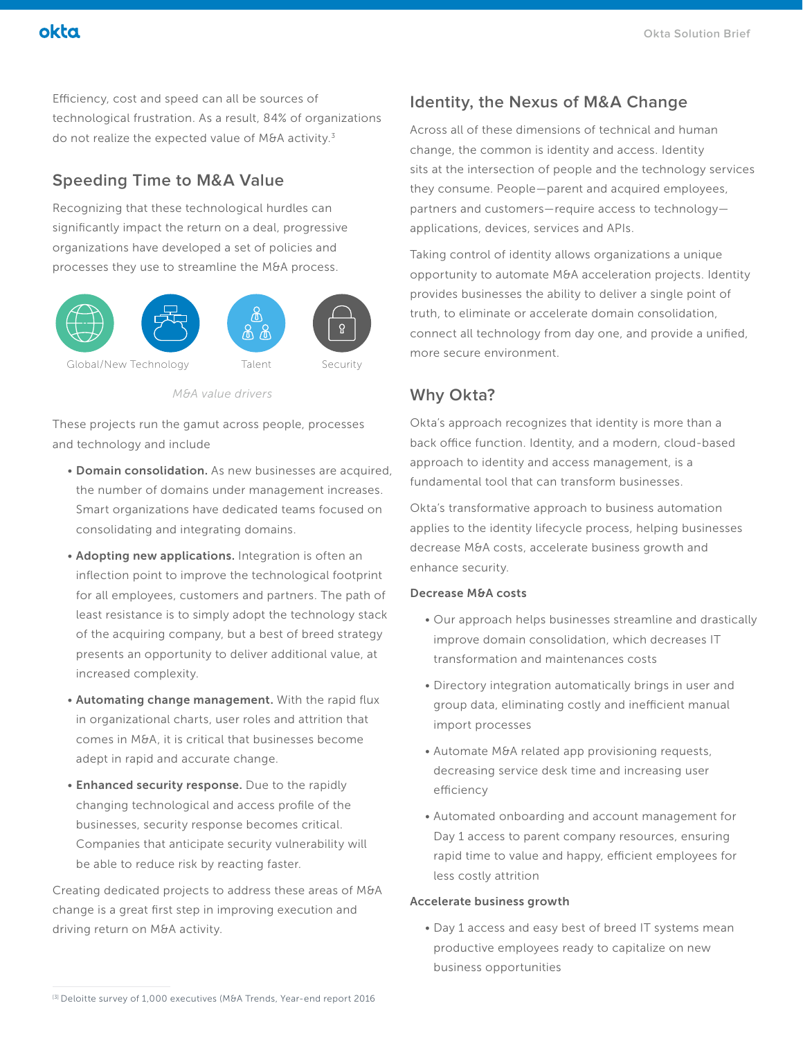Efficiency, cost and speed can all be sources of technological frustration. As a result, 84% of organizations do not realize the expected value of M&A activity.[3]

## Speeding Time to M&A Value

Recognizing that these technological hurdles can significantly impact the return on a deal, progressive organizations have developed a set of policies and processes they use to streamline the M&A process.

Global/New Technology | Talent | Security

*M&A value drivers*

These projects run the gamut across people, processes and technology and include

- **Domain consolidation.** As new businesses are acquired, the number of domains under management increases. Smart organizations have dedicated teams focused on consolidating and integrating domains.
- **Adopting new applications.** Integration is often an inflection point to improve the technological footprint for all employees, customers and partners. The path of least resistance is to simply adopt the technology stack of the acquiring company, but a best of breed strategy presents an opportunity to deliver additional value, at increased complexity.
- **Automating change management.** With the rapid flux in organizational charts, user roles and attrition that comes in M&A, it is critical that businesses become adept in rapid and accurate change.
- **Enhanced security response.** Due to the rapidly changing technological and access profile of the businesses, security response becomes critical. Companies that anticipate security vulnerability will be able to reduce risk by reacting faster.

Creating dedicated projects to address these areas of M&A change is a great first step in improving execution and driving return on M&A activity.

## Identity, the Nexus of M&A Change

Across all of these dimensions of technical and human change, the common is identity and access. Identity sits at the intersection of people and the technology services they consume. People—parent and acquired employees, partners and customers—require access to technology—applications, devices, services and APIs.

Taking control of identity allows organizations a unique opportunity to automate M&A acceleration projects. Identity provides businesses the ability to deliver a single point of truth, to eliminate or accelerate domain consolidation, connect all technology from day one, and provide a unified, more secure environment.

## Why Okta?

Okta's approach recognizes that identity is more than a back office function. Identity, and a modern, cloud-based approach to identity and access management, is a fundamental tool that can transform businesses.

Okta's transformative approach to business automation applies to the identity lifecycle process, helping businesses decrease M&A costs, accelerate business growth and enhance security.

### Decrease M&A costs

- Our approach helps businesses streamline and drastically improve domain consolidation, which decreases IT transformation and maintenances costs
- Directory integration automatically brings in user and group data, eliminating costly and inefficient manual import processes
- Automate M&A related app provisioning requests, decreasing service desk time and increasing user efficiency
- Automated onboarding and account management for Day 1 access to parent company resources, ensuring rapid time to value and happy, efficient employees for less costly attrition

### Accelerate business growth

- Day 1 access and easy best of breed IT systems mean productive employees ready to capitalize on new business opportunities

[3] Deloitte survey of 1,000 executives (M&A Trends, Year-end report 2016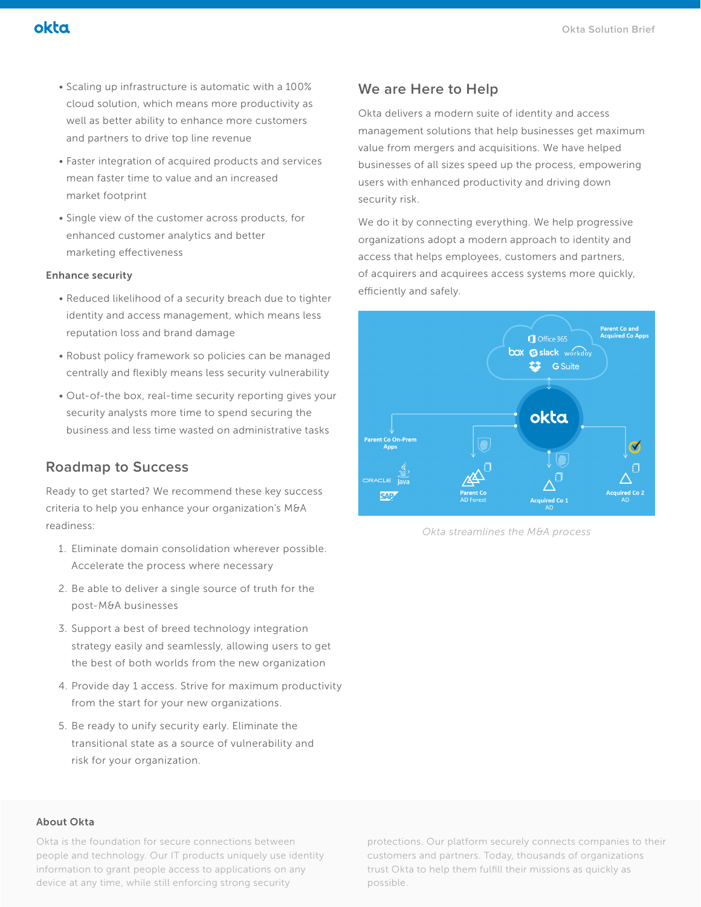- Scaling up infrastructure is automatic with a 100% cloud solution, which means more productivity as well as better ability to enhance more customers and partners to drive top line revenue
- Faster integration of acquired products and services mean faster time to value and an increased market footprint
- Single view of the customer across products, for enhanced customer analytics and better marketing effectiveness

**Enhance security**

- Reduced likelihood of a security breach due to tighter identity and access management, which means less reputation loss and brand damage
- Robust policy framework so policies can be managed centrally and flexibly means less security vulnerability
- Out-of-the box, real-time security reporting gives your security analysts more time to spend securing the business and less time wasted on administrative tasks

## Roadmap to Success

Ready to get started? We recommend these key success criteria to help you enhance your organization's M&A readiness:

1. Eliminate domain consolidation wherever possible. Accelerate the process where necessary
2. Be able to deliver a single source of truth for the post-M&A businesses
3. Support a best of breed technology integration strategy easily and seamlessly, allowing users to get the best of both worlds from the new organization
4. Provide day 1 access. Strive for maximum productivity from the start for your new organizations.
5. Be ready to unify security early. Eliminate the transitional state as a source of vulnerability and risk for your organization.

## We are Here to Help

Okta delivers a modern suite of identity and access management solutions that help businesses get maximum value from mergers and acquisitions. We have helped businesses of all sizes speed up the process, empowering users with enhanced productivity and driving down security risk.

We do it by connecting everything. We help progressive organizations adopt a modern approach to identity and access that helps employees, customers and partners, of acquirers and acquirees access systems more quickly, efficiently and safely.

Parent Co and Acquired Co Apps
Office 365
box
slack
workday.
G Suite
okta
Parent Co On-Prem Apps
ORACLE
Java
SAP
Parent Co AD Forest
Acquired Co 1 AD
Acquired Co 2 AD

*Okta streamlines the M&A process*

**About Okta**

Okta is the foundation for secure connections between people and technology. Our IT products uniquely use identity information to grant people access to applications on any device at any time, while still enforcing strong security protections. Our platform securely connects companies to their customers and partners. Today, thousands of organizations trust Okta to help them fulfill their missions as quickly as possible.